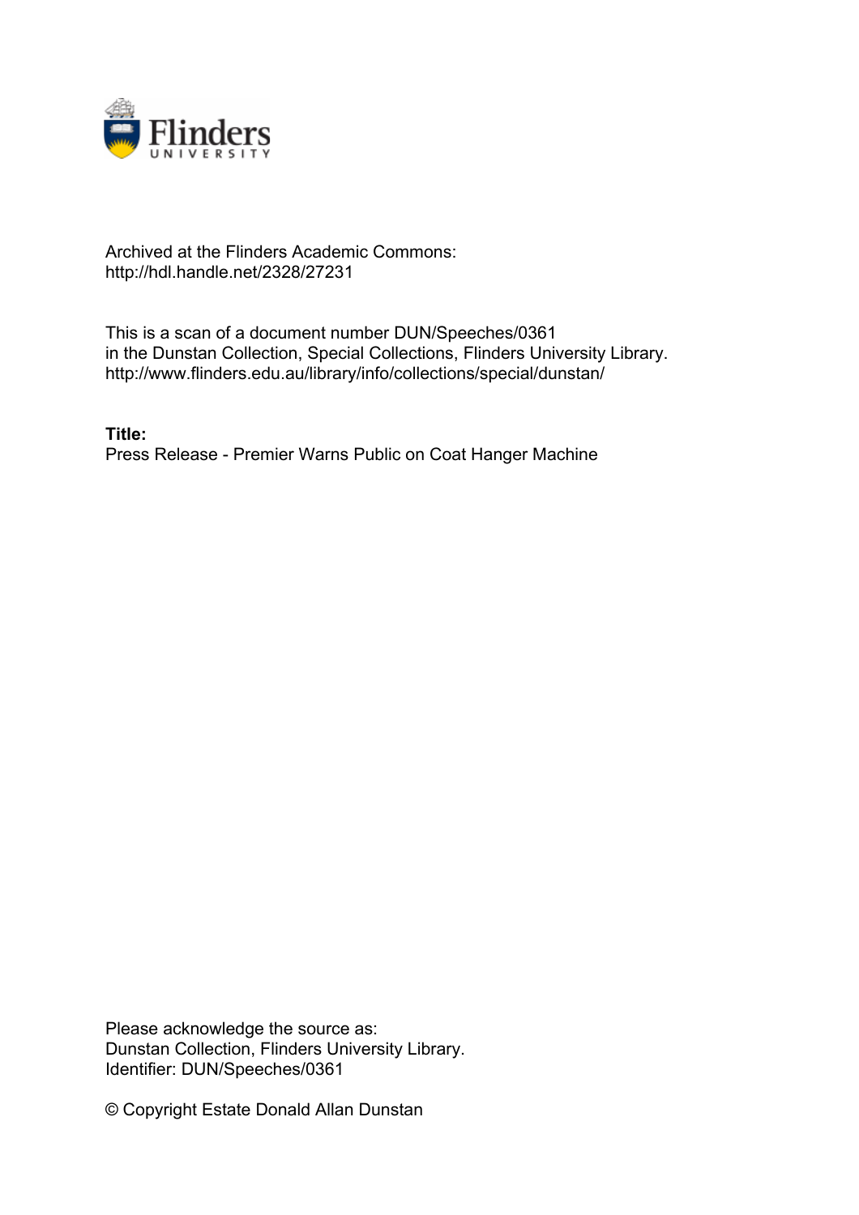Archived at the Flinders Academic Commons:
http://hdl.handle.net/2328/27231

This is a scan of a document number DUN/Speeches/0361
in the Dunstan Collection, Special Collections, Flinders University Library.
http://www.flinders.edu.au/library/info/collections/special/dunstan/

**Title:**
Press Release - Premier Warns Public on Coat Hanger Machine

Please acknowledge the source as:
Dunstan Collection, Flinders University Library.
Identifier: DUN/Speeches/0361

© Copyright Estate Donald Allan Dunstan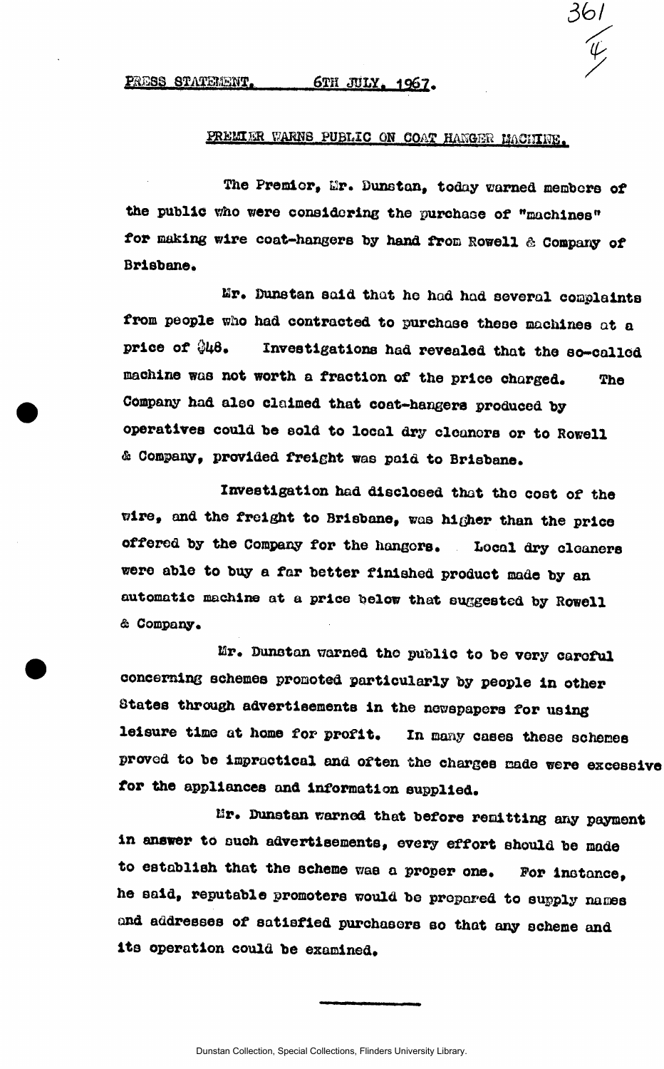PRESS STATEMENT. 6TH JULY, 1967.

## PREMIER WARNS PUBLIC ON COAT HANGER MACHINE.

The Premier, Mr. Dunstan, today warned members of the public who were considering the purchase of "machines" for making wire coat-hangers by hand from Rowell & Company of Brisbane.

Mr. Dunstan said that he had had several complaints from people who had contracted to purchase these machines at a price of $48. Investigations had revealed that the so-called machine was not worth a fraction of the price charged. The Company had also claimed that coat-hangers produced by operatives could be sold to local dry cleaners or to Rowell & Company, provided freight was paid to Brisbane.

Investigation had disclosed that the cost of the wire, and the freight to Brisbane, was higher than the price offered by the Company for the hangers. Local dry cleaners were able to buy a far better finished product made by an automatic machine at a price below that suggested by Rowell & Company.

Mr. Dunstan warned the public to be very careful concerning schemes promoted particularly by people in other States through advertisements in the newspapers for using leisure time at home for profit. In many cases these schemes proved to be impractical and often the charges made were excessive for the appliances and information supplied.

Mr. Dunstan warned that before remitting any payment in answer to such advertisements, every effort should be made to establish that the scheme was a proper one. For instance, he said, reputable promoters would be prepared to supply names and addresses of satisfied purchasers so that any scheme and its operation could be examined.

---